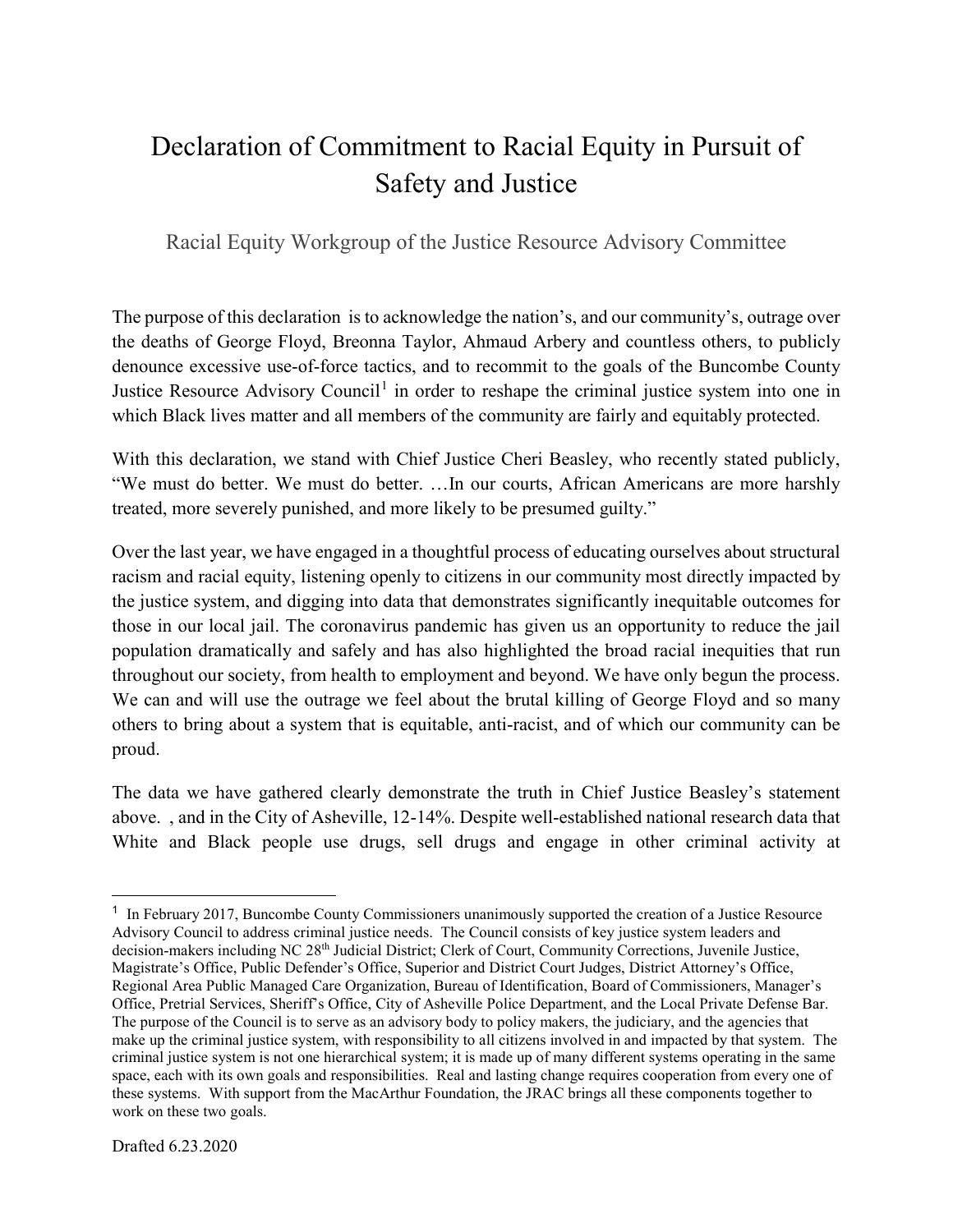# Declaration of Commitment to Racial Equity in Pursuit of Safety and Justice

Racial Equity Workgroup of the Justice Resource Advisory Committee

The purpose of this declaration is to acknowledge the nation's, and our community's, outrage over the deaths of George Floyd, Breonna Taylor, Ahmaud Arbery and countless others, to publicly denounce excessive use-of-force tactics, and to recommit to the goals of the Buncombe County Justice Resource Advisory Council[1] in order to reshape the criminal justice system into one in which Black lives matter and all members of the community are fairly and equitably protected.

With this declaration, we stand with Chief Justice Cheri Beasley, who recently stated publicly, "We must do better. We must do better. …In our courts, African Americans are more harshly treated, more severely punished, and more likely to be presumed guilty."

Over the last year, we have engaged in a thoughtful process of educating ourselves about structural racism and racial equity, listening openly to citizens in our community most directly impacted by the justice system, and digging into data that demonstrates significantly inequitable outcomes for those in our local jail. The coronavirus pandemic has given us an opportunity to reduce the jail population dramatically and safely and has also highlighted the broad racial inequities that run throughout our society, from health to employment and beyond. We have only begun the process. We can and will use the outrage we feel about the brutal killing of George Floyd and so many others to bring about a system that is equitable, anti-racist, and of which our community can be proud.

The data we have gathered clearly demonstrate the truth in Chief Justice Beasley's statement above. , and in the City of Asheville, 12-14%. Despite well-established national research data that White and Black people use drugs, sell drugs and engage in other criminal activity at

[1] In February 2017, Buncombe County Commissioners unanimously supported the creation of a Justice Resource Advisory Council to address criminal justice needs. The Council consists of key justice system leaders and decision-makers including NC 28th Judicial District; Clerk of Court, Community Corrections, Juvenile Justice, Magistrate's Office, Public Defender's Office, Superior and District Court Judges, District Attorney's Office, Regional Area Public Managed Care Organization, Bureau of Identification, Board of Commissioners, Manager's Office, Pretrial Services, Sheriff's Office, City of Asheville Police Department, and the Local Private Defense Bar. The purpose of the Council is to serve as an advisory body to policy makers, the judiciary, and the agencies that make up the criminal justice system, with responsibility to all citizens involved in and impacted by that system. The criminal justice system is not one hierarchical system; it is made up of many different systems operating in the same space, each with its own goals and responsibilities. Real and lasting change requires cooperation from every one of these systems. With support from the MacArthur Foundation, the JRAC brings all these components together to work on these two goals.

Drafted 6.23.2020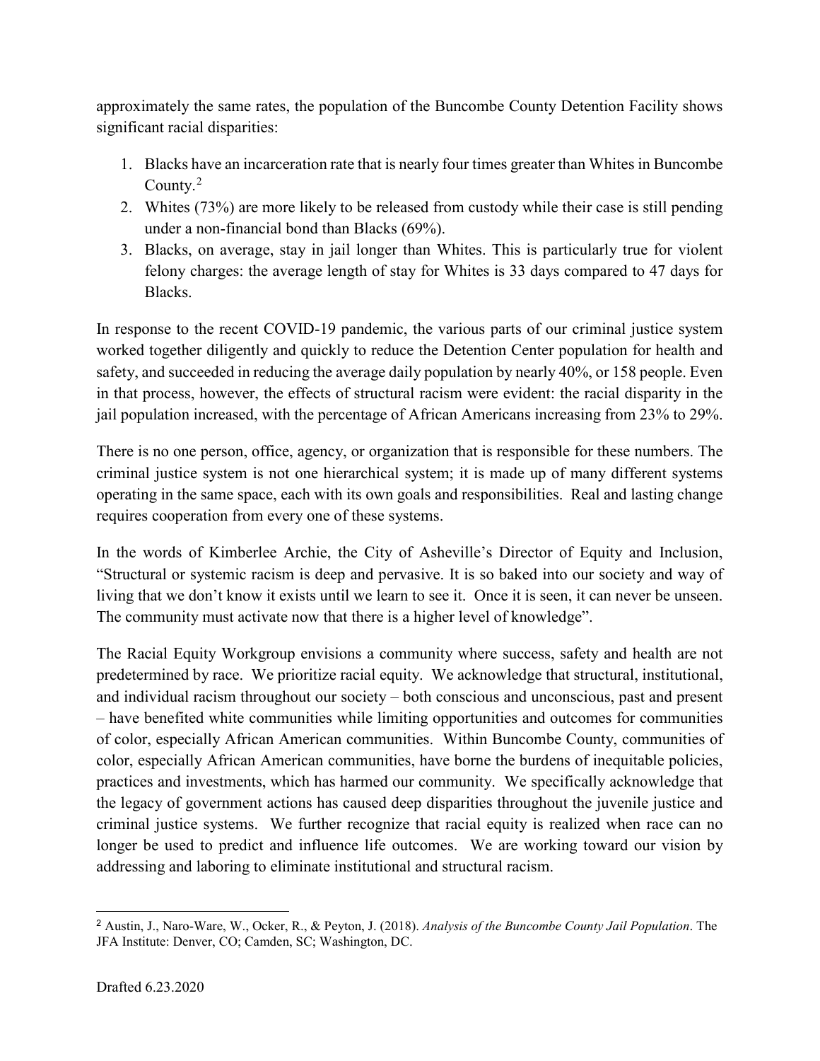approximately the same rates, the population of the Buncombe County Detention Facility shows significant racial disparities:

1. Blacks have an incarceration rate that is nearly four times greater than Whites in Buncombe County.[2]
2. Whites (73%) are more likely to be released from custody while their case is still pending under a non-financial bond than Blacks (69%).
3. Blacks, on average, stay in jail longer than Whites. This is particularly true for violent felony charges: the average length of stay for Whites is 33 days compared to 47 days for Blacks.

In response to the recent COVID-19 pandemic, the various parts of our criminal justice system worked together diligently and quickly to reduce the Detention Center population for health and safety, and succeeded in reducing the average daily population by nearly 40%, or 158 people. Even in that process, however, the effects of structural racism were evident: the racial disparity in the jail population increased, with the percentage of African Americans increasing from 23% to 29%.

There is no one person, office, agency, or organization that is responsible for these numbers. The criminal justice system is not one hierarchical system; it is made up of many different systems operating in the same space, each with its own goals and responsibilities. Real and lasting change requires cooperation from every one of these systems.

In the words of Kimberlee Archie, the City of Asheville's Director of Equity and Inclusion, "Structural or systemic racism is deep and pervasive. It is so baked into our society and way of living that we don't know it exists until we learn to see it. Once it is seen, it can never be unseen. The community must activate now that there is a higher level of knowledge".

The Racial Equity Workgroup envisions a community where success, safety and health are not predetermined by race. We prioritize racial equity. We acknowledge that structural, institutional, and individual racism throughout our society – both conscious and unconscious, past and present – have benefited white communities while limiting opportunities and outcomes for communities of color, especially African American communities. Within Buncombe County, communities of color, especially African American communities, have borne the burdens of inequitable policies, practices and investments, which has harmed our community. We specifically acknowledge that the legacy of government actions has caused deep disparities throughout the juvenile justice and criminal justice systems. We further recognize that racial equity is realized when race can no longer be used to predict and influence life outcomes. We are working toward our vision by addressing and laboring to eliminate institutional and structural racism.

[2] Austin, J., Naro-Ware, W., Ocker, R., & Peyton, J. (2018). *Analysis of the Buncombe County Jail Population*. The JFA Institute: Denver, CO; Camden, SC; Washington, DC.

Drafted 6.23.2020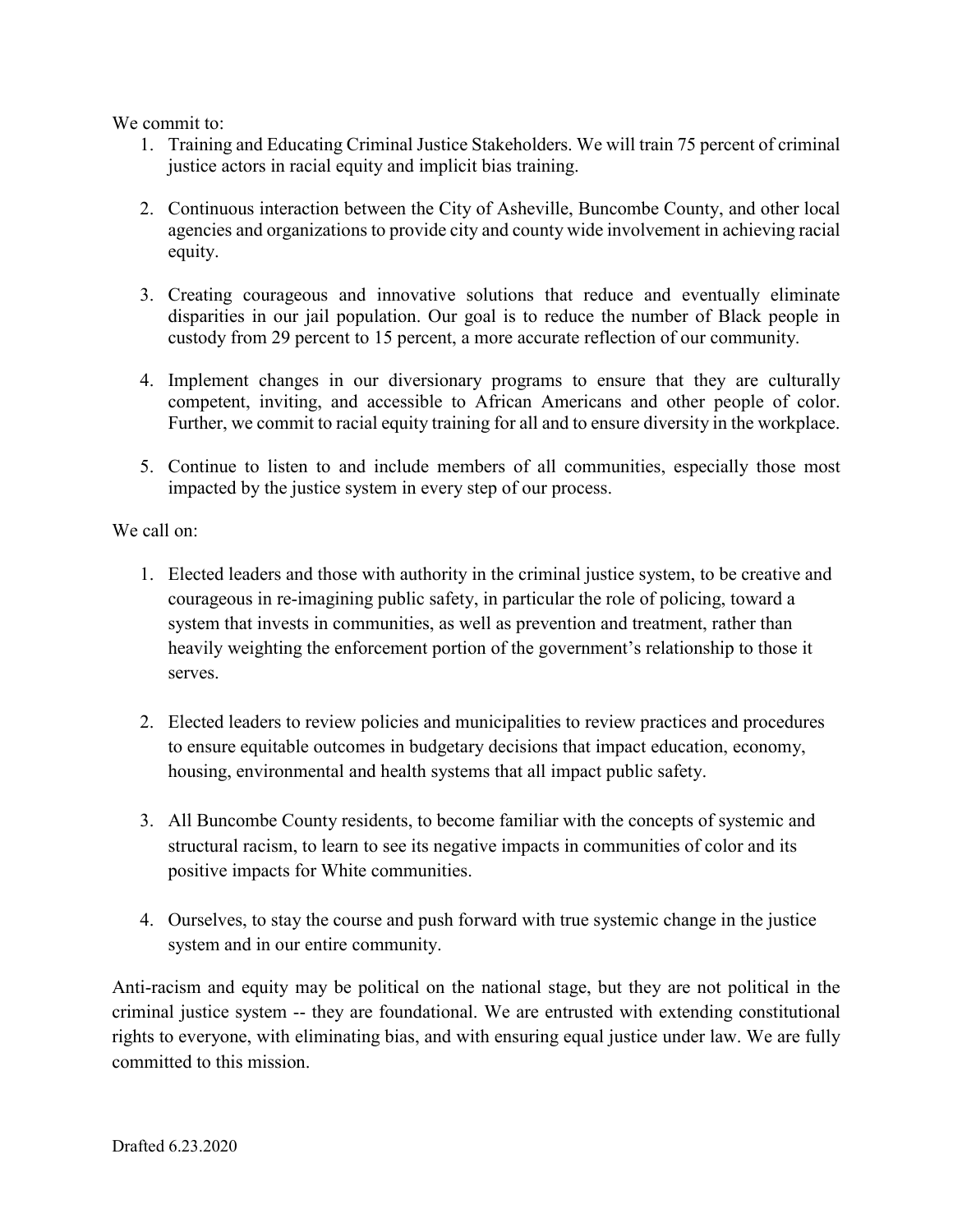We commit to:

1. Training and Educating Criminal Justice Stakeholders. We will train 75 percent of criminal justice actors in racial equity and implicit bias training.

2. Continuous interaction between the City of Asheville, Buncombe County, and other local agencies and organizations to provide city and county wide involvement in achieving racial equity.

3. Creating courageous and innovative solutions that reduce and eventually eliminate disparities in our jail population. Our goal is to reduce the number of Black people in custody from 29 percent to 15 percent, a more accurate reflection of our community.

4. Implement changes in our diversionary programs to ensure that they are culturally competent, inviting, and accessible to African Americans and other people of color. Further, we commit to racial equity training for all and to ensure diversity in the workplace.

5. Continue to listen to and include members of all communities, especially those most impacted by the justice system in every step of our process.

We call on:

1. Elected leaders and those with authority in the criminal justice system, to be creative and courageous in re-imagining public safety, in particular the role of policing, toward a system that invests in communities, as well as prevention and treatment, rather than heavily weighting the enforcement portion of the government's relationship to those it serves.

2. Elected leaders to review policies and municipalities to review practices and procedures to ensure equitable outcomes in budgetary decisions that impact education, economy, housing, environmental and health systems that all impact public safety.

3. All Buncombe County residents, to become familiar with the concepts of systemic and structural racism, to learn to see its negative impacts in communities of color and its positive impacts for White communities.

4. Ourselves, to stay the course and push forward with true systemic change in the justice system and in our entire community.

Anti-racism and equity may be political on the national stage, but they are not political in the criminal justice system -- they are foundational. We are entrusted with extending constitutional rights to everyone, with eliminating bias, and with ensuring equal justice under law. We are fully committed to this mission.

Drafted 6.23.2020